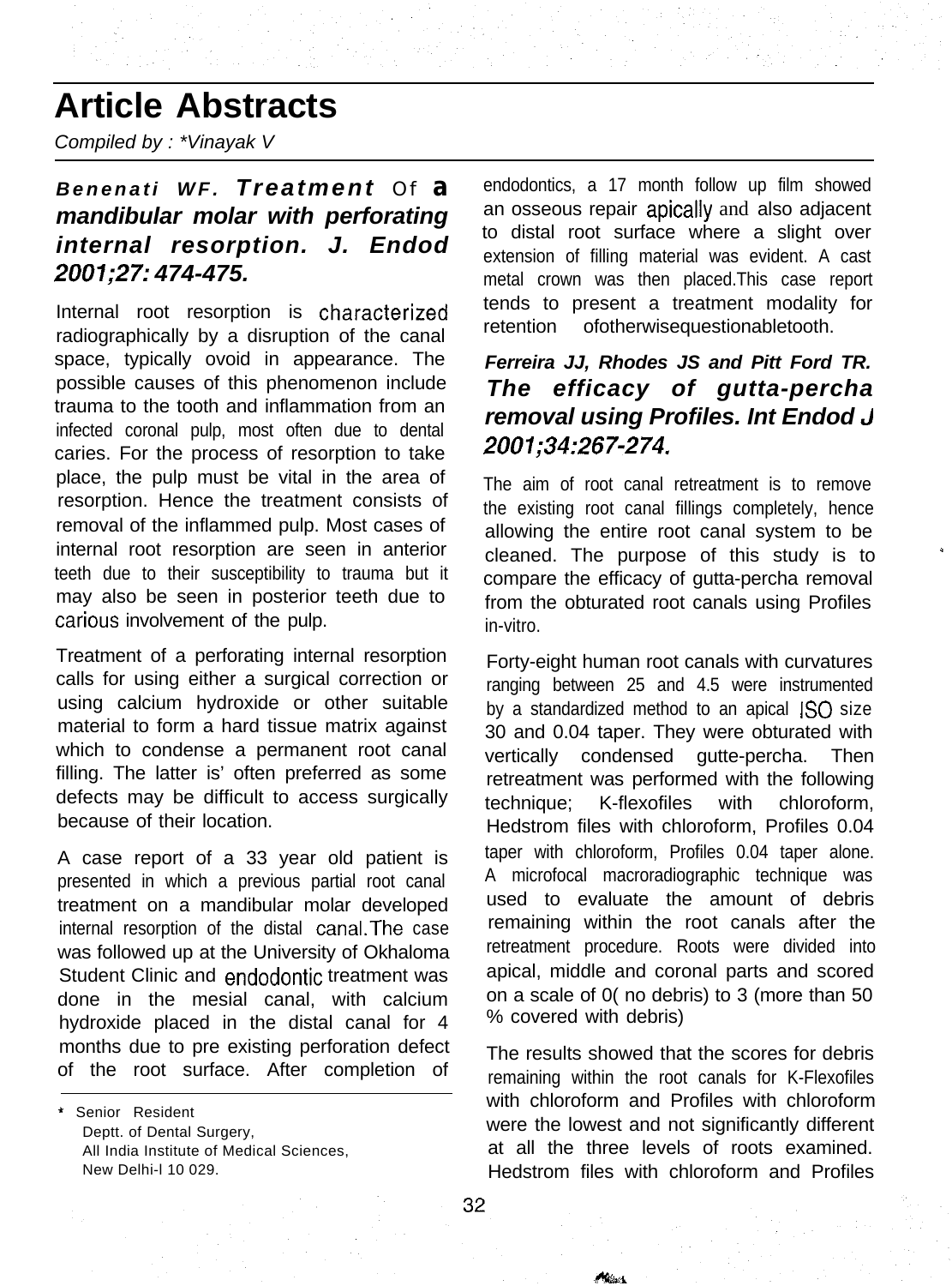# Article Abstracts

*Compiled by : \*Vinayak V*

***Benenati WF. Treatment Of a mandibular molar with perforating internal resorption. J. Endod 2001;27: 474-475.***

Internal root resorption is characterized radiographically by a disruption of the canal space, typically ovoid in appearance. The possible causes of this phenomenon include trauma to the tooth and inflammation from an infected coronal pulp, most often due to dental caries. For the process of resorption to take place, the pulp must be vital in the area of resorption. Hence the treatment consists of removal of the inflammed pulp. Most cases of internal root resorption are seen in anterior teeth due to their susceptibility to trauma but it may also be seen in posterior teeth due to carious involvement of the pulp.

Treatment of a perforating internal resorption calls for using either a surgical correction or using calcium hydroxide or other suitable material to form a hard tissue matrix against which to condense a permanent root canal filling. The latter is' often preferred as some defects may be difficult to access surgically because of their location.

A case report of a 33 year old patient is presented in which a previous partial root canal treatment on a mandibular molar developed internal resorption of the distal canal.The case was followed up at the University of Okhaloma Student Clinic and endodontic treatment was done in the mesial canal, with calcium hydroxide placed in the distal canal for 4 months due to pre existing perforation defect of the root surface. After completion of endodontics, a 17 month follow up film showed an osseous repair apically and also adjacent to distal root surface where a slight over extension of filling material was evident. A cast metal crown was then placed.This case report tends to present a treatment modality for retention ofotherwisequestionabletooth.

***Ferreira JJ, Rhodes JS and Pitt Ford TR. The efficacy of gutta-percha removal using Profiles. Int Endod J 2001;34:267-274.***

The aim of root canal retreatment is to remove the existing root canal fillings completely, hence allowing the entire root canal system to be cleaned. The purpose of this study is to compare the efficacy of gutta-percha removal from the obturated root canals using Profiles in-vitro.

Forty-eight human root canals with curvatures ranging between 25 and 4.5 were instrumented by a standardized method to an apical ISO size 30 and 0.04 taper. They were obturated with vertically condensed gutte-percha. Then retreatment was performed with the following technique; K-flexofiles with chloroform, Hedstrom files with chloroform, Profiles 0.04 taper with chloroform, Profiles 0.04 taper alone. A microfocal macroradiographic technique was used to evaluate the amount of debris remaining within the root canals after the retreatment procedure. Roots were divided into apical, middle and coronal parts and scored on a scale of 0( no debris) to 3 (more than 50 % covered with debris)

The results showed that the scores for debris remaining within the root canals for K-Flexofiles with chloroform and Profiles with chloroform were the lowest and not significantly different at all the three levels of roots examined. Hedstrom files with chloroform and Profiles

\* Senior Resident
Deptt. of Dental Surgery,
All India Institute of Medical Sciences,
New Delhi-l 10 029.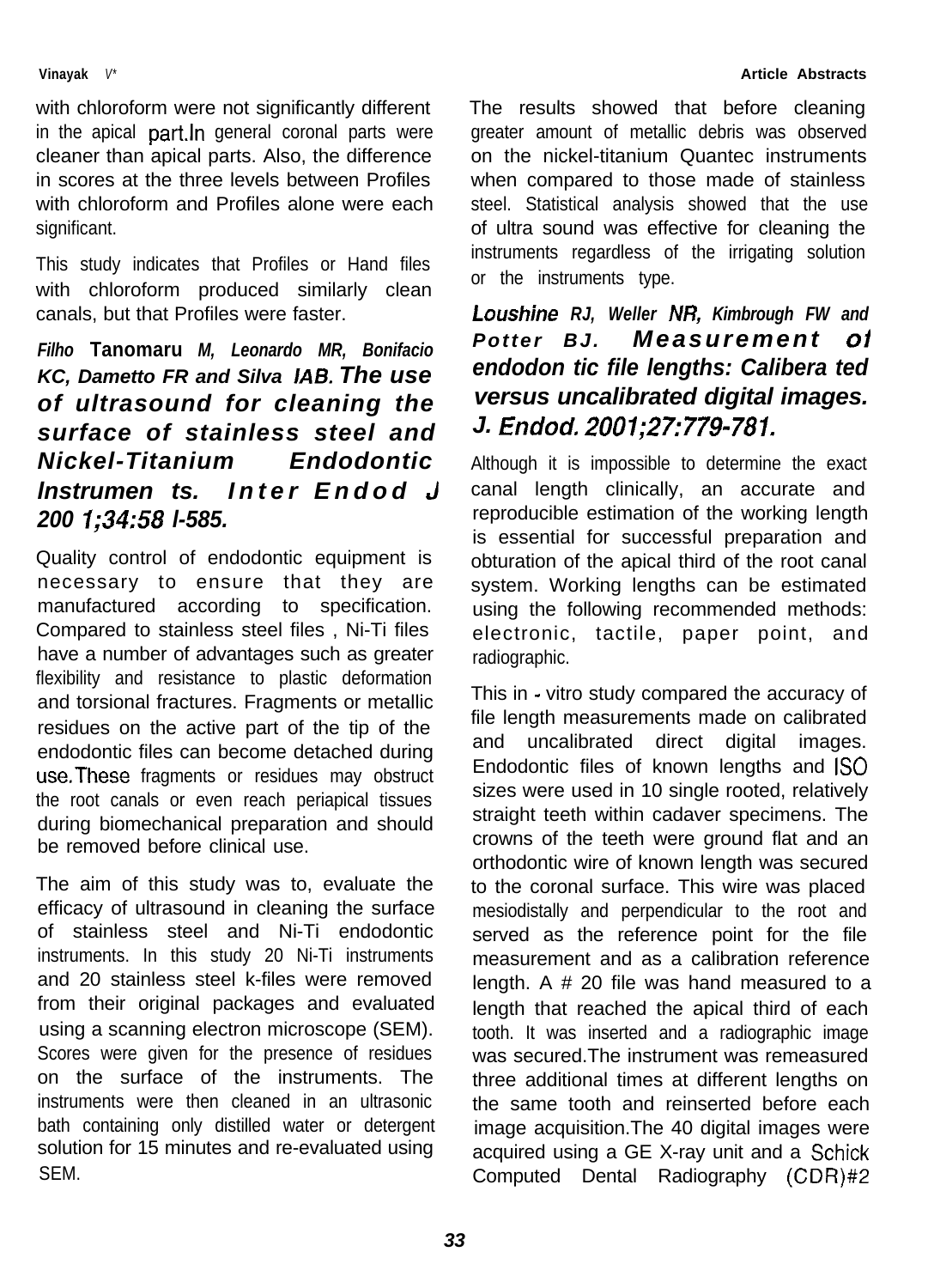with chloroform were not significantly different in the apical part. In general coronal parts were cleaner than apical parts. Also, the difference in scores at the three levels between Profiles with chloroform and Profiles alone were each significant.

This study indicates that Profiles or Hand files with chloroform produced similarly clean canals, but that Profiles were faster.

***Filho* Tanomaru *M, Leonardo MR, Bonifacio KC, Dametto FR and Silva IAB. The use of ultrasound for cleaning the surface of stainless steel and Nickel-Titanium Endodontic Instrumen ts. Inter Endod J 200 1;34:58 l-585.***

Quality control of endodontic equipment is necessary to ensure that they are manufactured according to specification. Compared to stainless steel files , Ni-Ti files have a number of advantages such as greater flexibility and resistance to plastic deformation and torsional fractures. Fragments or metallic residues on the active part of the tip of the endodontic files can become detached during use. These fragments or residues may obstruct the root canals or even reach periapical tissues during biomechanical preparation and should be removed before clinical use.

The aim of this study was to, evaluate the efficacy of ultrasound in cleaning the surface of stainless steel and Ni-Ti endodontic instruments. In this study 20 Ni-Ti instruments and 20 stainless steel k-files were removed from their original packages and evaluated using a scanning electron microscope (SEM). Scores were given for the presence of residues on the surface of the instruments. The instruments were then cleaned in an ultrasonic bath containing only distilled water or detergent solution for 15 minutes and re-evaluated using SEM.

The results showed that before cleaning greater amount of metallic debris was observed on the nickel-titanium Quantec instruments when compared to those made of stainless steel. Statistical analysis showed that the use of ultra sound was effective for cleaning the instruments regardless of the irrigating solution or the instruments type.

***Loushine RJ, Weller NR, Kimbrough FW and Potter BJ. Measurement of endodon tic file lengths: Calibera ted versus uncalibrated digital images. J. Endod. 2001;27:779-781.***

Although it is impossible to determine the exact canal length clinically, an accurate and reproducible estimation of the working length is essential for successful preparation and obturation of the apical third of the root canal system. Working lengths can be estimated using the following recommended methods: electronic, tactile, paper point, and radiographic.

This in - vitro study compared the accuracy of file length measurements made on calibrated and uncalibrated direct digital images. Endodontic files of known lengths and ISO sizes were used in 10 single rooted, relatively straight teeth within cadaver specimens. The crowns of the teeth were ground flat and an orthodontic wire of known length was secured to the coronal surface. This wire was placed mesiodistally and perpendicular to the root and served as the reference point for the file measurement and as a calibration reference length. A # 20 file was hand measured to a length that reached the apical third of each tooth. It was inserted and a radiographic image was secured. The instrument was remeasured three additional times at different lengths on the same tooth and reinserted before each image acquisition. The 40 digital images were acquired using a GE X-ray unit and a Schick Computed Dental Radiography (CDR)#2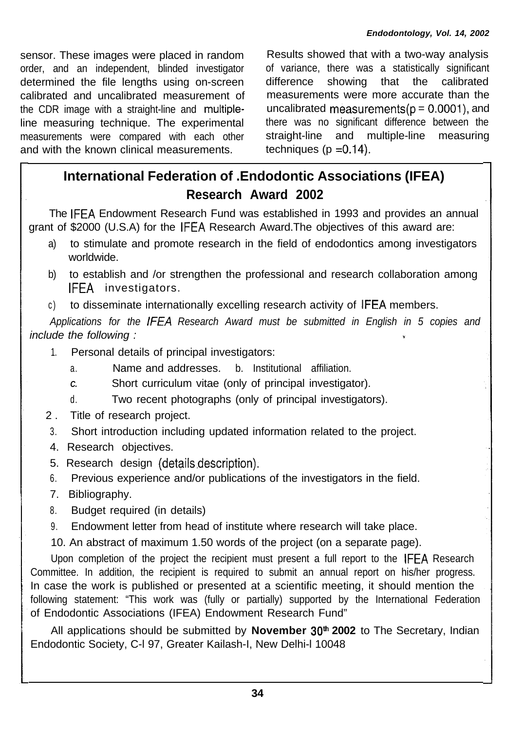sensor. These images were placed in random order, and an independent, blinded investigator determined the file lengths using on-screen calibrated and uncalibrated measurement of the CDR image with a straight-line and multiple-line measuring technique. The experimental measurements were compared with each other and with the known clinical measurements.

Results showed that with a two-way analysis of variance, there was a statistically significant difference showing that the calibrated measurements were more accurate than the uncalibrated measurements($p = 0.0001$), and there was no significant difference between the straight-line and multiple-line measuring techniques ($p = 0.14$).

## International Federation of .Endodontic Associations (IFEA) Research Award 2002

The IFEA Endowment Research Fund was established in 1993 and provides an annual grant of $2000 (U.S.A) for the IFEA Research Award.The objectives of this award are:

a) to stimulate and promote research in the field of endodontics among investigators worldwide.

b) to establish and /or strengthen the professional and research collaboration among IFEA investigators.

c) to disseminate internationally excelling research activity of IFEA members.

*Applications for the IFEA Research Award must be submitted in English in 5 copies and include the following :*

1. Personal details of principal investigators:
   a. Name and addresses. b. Institutional affiliation.
   c. Short curriculum vitae (only of principal investigator).
   d. Two recent photographs (only of principal investigators).
2. Title of research project.
3. Short introduction including updated information related to the project.
4. Research objectives.
5. Research design (details description).
6. Previous experience and/or publications of the investigators in the field.
7. Bibliography.
8. Budget required (in details)
9. Endowment letter from head of institute where research will take place.
10. An abstract of maximum 1.50 words of the project (on a separate page).

Upon completion of the project the recipient must present a full report to the IFEA Research Committee. In addition, the recipient is required to submit an annual report on his/her progress. In case the work is published or presented at a scientific meeting, it should mention the following statement: "This work was (fully or partially) supported by the International Federation of Endodontic Associations (IFEA) Endowment Research Fund"

All applications should be submitted by **November 30th 2002** to The Secretary, Indian Endodontic Society, C-l 97, Greater Kailash-I, New Delhi-l 10048